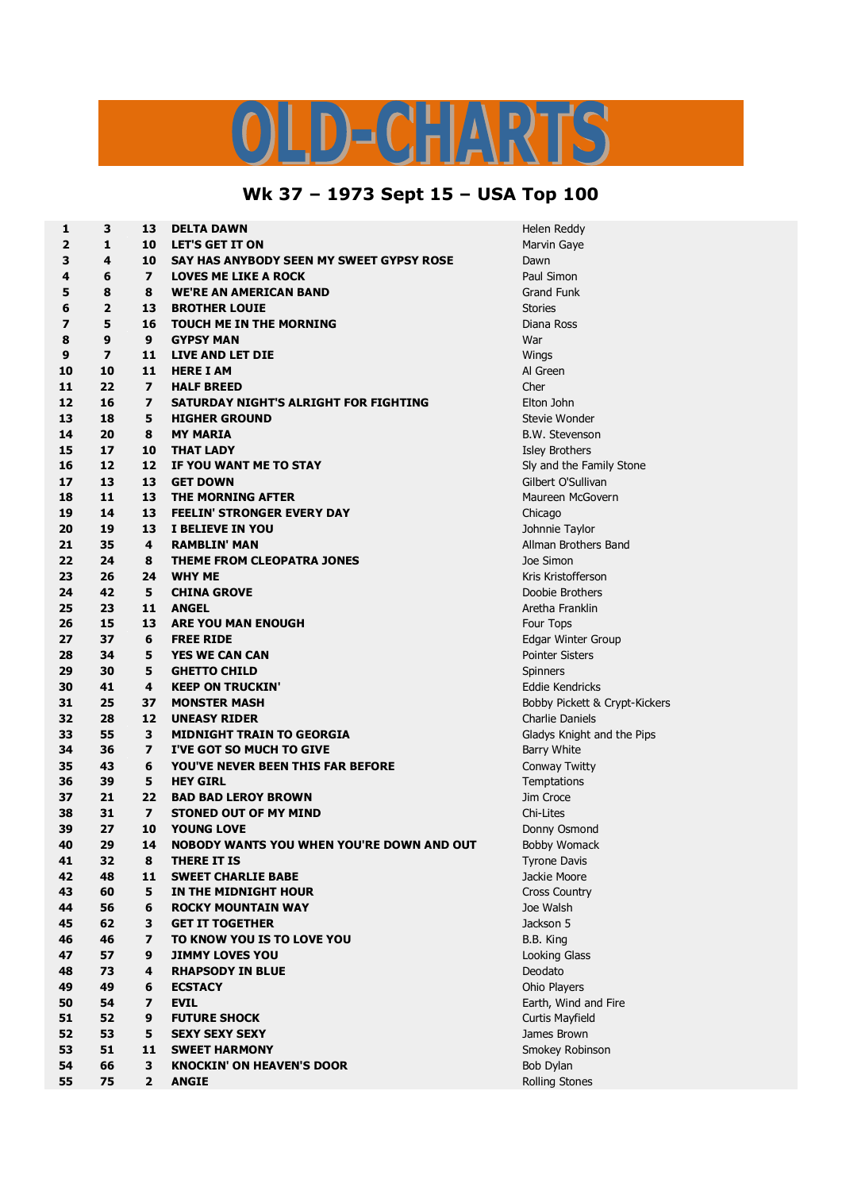# OLD-CHARTS

## Wk 37 – 1973 Sept 15 – USA Top 100

| | | | | |
|---|---|---|---|---|
| 1 | 3 | 13 | DELTA DAWN | Helen Reddy |
| 2 | 1 | 10 | LET'S GET IT ON | Marvin Gaye |
| 3 | 4 | 10 | SAY HAS ANYBODY SEEN MY SWEET GYPSY ROSE | Dawn |
| 4 | 6 | 7 | LOVES ME LIKE A ROCK | Paul Simon |
| 5 | 8 | 8 | WE'RE AN AMERICAN BAND | Grand Funk |
| 6 | 2 | 13 | BROTHER LOUIE | Stories |
| 7 | 5 | 16 | TOUCH ME IN THE MORNING | Diana Ross |
| 8 | 9 | 9 | GYPSY MAN | War |
| 9 | 7 | 11 | LIVE AND LET DIE | Wings |
| 10 | 10 | 11 | HERE I AM | Al Green |
| 11 | 22 | 7 | HALF BREED | Cher |
| 12 | 16 | 7 | SATURDAY NIGHT'S ALRIGHT FOR FIGHTING | Elton John |
| 13 | 18 | 5 | HIGHER GROUND | Stevie Wonder |
| 14 | 20 | 8 | MY MARIA | B.W. Stevenson |
| 15 | 17 | 10 | THAT LADY | Isley Brothers |
| 16 | 12 | 12 | IF YOU WANT ME TO STAY | Sly and the Family Stone |
| 17 | 13 | 13 | GET DOWN | Gilbert O'Sullivan |
| 18 | 11 | 13 | THE MORNING AFTER | Maureen McGovern |
| 19 | 14 | 13 | FEELIN' STRONGER EVERY DAY | Chicago |
| 20 | 19 | 13 | I BELIEVE IN YOU | Johnnie Taylor |
| 21 | 35 | 4 | RAMBLIN' MAN | Allman Brothers Band |
| 22 | 24 | 8 | THEME FROM CLEOPATRA JONES | Joe Simon |
| 23 | 26 | 24 | WHY ME | Kris Kristofferson |
| 24 | 42 | 5 | CHINA GROVE | Doobie Brothers |
| 25 | 23 | 11 | ANGEL | Aretha Franklin |
| 26 | 15 | 13 | ARE YOU MAN ENOUGH | Four Tops |
| 27 | 37 | 6 | FREE RIDE | Edgar Winter Group |
| 28 | 34 | 5 | YES WE CAN CAN | Pointer Sisters |
| 29 | 30 | 5 | GHETTO CHILD | Spinners |
| 30 | 41 | 4 | KEEP ON TRUCKIN' | Eddie Kendricks |
| 31 | 25 | 37 | MONSTER MASH | Bobby Pickett & Crypt-Kickers |
| 32 | 28 | 12 | UNEASY RIDER | Charlie Daniels |
| 33 | 55 | 3 | MIDNIGHT TRAIN TO GEORGIA | Gladys Knight and the Pips |
| 34 | 36 | 7 | I'VE GOT SO MUCH TO GIVE | Barry White |
| 35 | 43 | 6 | YOU'VE NEVER BEEN THIS FAR BEFORE | Conway Twitty |
| 36 | 39 | 5 | HEY GIRL | Temptations |
| 37 | 21 | 22 | BAD BAD LEROY BROWN | Jim Croce |
| 38 | 31 | 7 | STONED OUT OF MY MIND | Chi-Lites |
| 39 | 27 | 10 | YOUNG LOVE | Donny Osmond |
| 40 | 29 | 14 | NOBODY WANTS YOU WHEN YOU'RE DOWN AND OUT | Bobby Womack |
| 41 | 32 | 8 | THERE IT IS | Tyrone Davis |
| 42 | 48 | 11 | SWEET CHARLIE BABE | Jackie Moore |
| 43 | 60 | 5 | IN THE MIDNIGHT HOUR | Cross Country |
| 44 | 56 | 6 | ROCKY MOUNTAIN WAY | Joe Walsh |
| 45 | 62 | 3 | GET IT TOGETHER | Jackson 5 |
| 46 | 46 | 7 | TO KNOW YOU IS TO LOVE YOU | B.B. King |
| 47 | 57 | 9 | JIMMY LOVES YOU | Looking Glass |
| 48 | 73 | 4 | RHAPSODY IN BLUE | Deodato |
| 49 | 49 | 6 | ECSTACY | Ohio Players |
| 50 | 54 | 7 | EVIL | Earth, Wind and Fire |
| 51 | 52 | 9 | FUTURE SHOCK | Curtis Mayfield |
| 52 | 53 | 5 | SEXY SEXY SEXY | James Brown |
| 53 | 51 | 11 | SWEET HARMONY | Smokey Robinson |
| 54 | 66 | 3 | KNOCKIN' ON HEAVEN'S DOOR | Bob Dylan |
| 55 | 75 | 2 | ANGIE | Rolling Stones |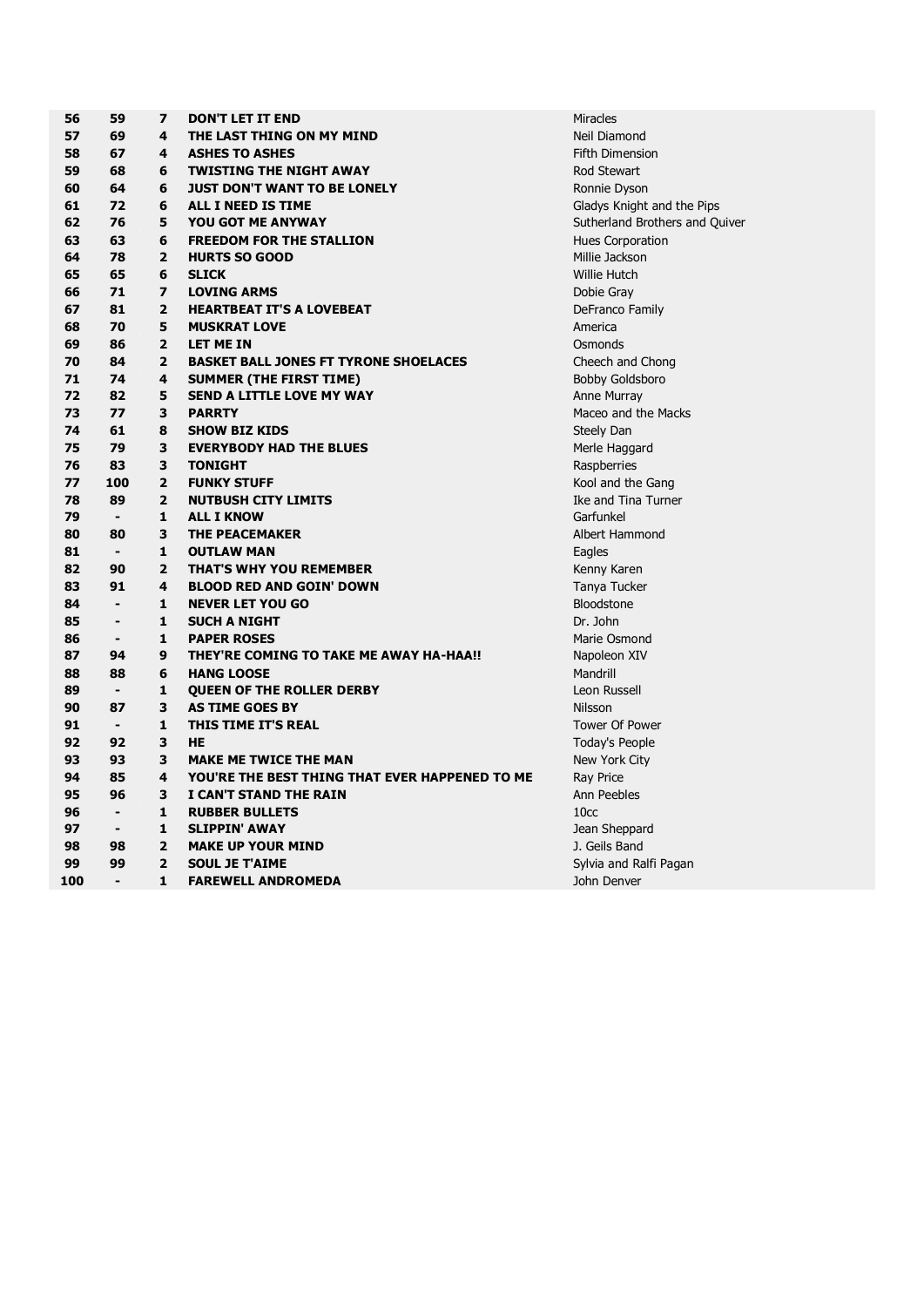| | | | | |
|---|---|---|---|---|
| **56** | **59** | **7** | **DON'T LET IT END** | Miracles |
| **57** | **69** | **4** | **THE LAST THING ON MY MIND** | Neil Diamond |
| **58** | **67** | **4** | **ASHES TO ASHES** | Fifth Dimension |
| **59** | **68** | **6** | **TWISTING THE NIGHT AWAY** | Rod Stewart |
| **60** | **64** | **6** | **JUST DON'T WANT TO BE LONELY** | Ronnie Dyson |
| **61** | **72** | **6** | **ALL I NEED IS TIME** | Gladys Knight and the Pips |
| **62** | **76** | **5** | **YOU GOT ME ANYWAY** | Sutherland Brothers and Quiver |
| **63** | **63** | **6** | **FREEDOM FOR THE STALLION** | Hues Corporation |
| **64** | **78** | **2** | **HURTS SO GOOD** | Millie Jackson |
| **65** | **65** | **6** | **SLICK** | Willie Hutch |
| **66** | **71** | **7** | **LOVING ARMS** | Dobie Gray |
| **67** | **81** | **2** | **HEARTBEAT IT'S A LOVEBEAT** | DeFranco Family |
| **68** | **70** | **5** | **MUSKRAT LOVE** | America |
| **69** | **86** | **2** | **LET ME IN** | Osmonds |
| **70** | **84** | **2** | **BASKET BALL JONES FT TYRONE SHOELACES** | Cheech and Chong |
| **71** | **74** | **4** | **SUMMER (THE FIRST TIME)** | Bobby Goldsboro |
| **72** | **82** | **5** | **SEND A LITTLE LOVE MY WAY** | Anne Murray |
| **73** | **77** | **3** | **PARRTY** | Maceo and the Macks |
| **74** | **61** | **8** | **SHOW BIZ KIDS** | Steely Dan |
| **75** | **79** | **3** | **EVERYBODY HAD THE BLUES** | Merle Haggard |
| **76** | **83** | **3** | **TONIGHT** | Raspberries |
| **77** | **100** | **2** | **FUNKY STUFF** | Kool and the Gang |
| **78** | **89** | **2** | **NUTBUSH CITY LIMITS** | Ike and Tina Turner |
| **79** | **-** | **1** | **ALL I KNOW** | Garfunkel |
| **80** | **80** | **3** | **THE PEACEMAKER** | Albert Hammond |
| **81** | **-** | **1** | **OUTLAW MAN** | Eagles |
| **82** | **90** | **2** | **THAT'S WHY YOU REMEMBER** | Kenny Karen |
| **83** | **91** | **4** | **BLOOD RED AND GOIN' DOWN** | Tanya Tucker |
| **84** | **-** | **1** | **NEVER LET YOU GO** | Bloodstone |
| **85** | **-** | **1** | **SUCH A NIGHT** | Dr. John |
| **86** | **-** | **1** | **PAPER ROSES** | Marie Osmond |
| **87** | **94** | **9** | **THEY'RE COMING TO TAKE ME AWAY HA-HAA!!** | Napoleon XIV |
| **88** | **88** | **6** | **HANG LOOSE** | Mandrill |
| **89** | **-** | **1** | **QUEEN OF THE ROLLER DERBY** | Leon Russell |
| **90** | **87** | **3** | **AS TIME GOES BY** | Nilsson |
| **91** | **-** | **1** | **THIS TIME IT'S REAL** | Tower Of Power |
| **92** | **92** | **3** | **HE** | Today's People |
| **93** | **93** | **3** | **MAKE ME TWICE THE MAN** | New York City |
| **94** | **85** | **4** | **YOU'RE THE BEST THING THAT EVER HAPPENED TO ME** | Ray Price |
| **95** | **96** | **3** | **I CAN'T STAND THE RAIN** | Ann Peebles |
| **96** | **-** | **1** | **RUBBER BULLETS** | 10cc |
| **97** | **-** | **1** | **SLIPPIN' AWAY** | Jean Sheppard |
| **98** | **98** | **2** | **MAKE UP YOUR MIND** | J. Geils Band |
| **99** | **99** | **2** | **SOUL JE T'AIME** | Sylvia and Ralfi Pagan |
| **100** | **-** | **1** | **FAREWELL ANDROMEDA** | John Denver |